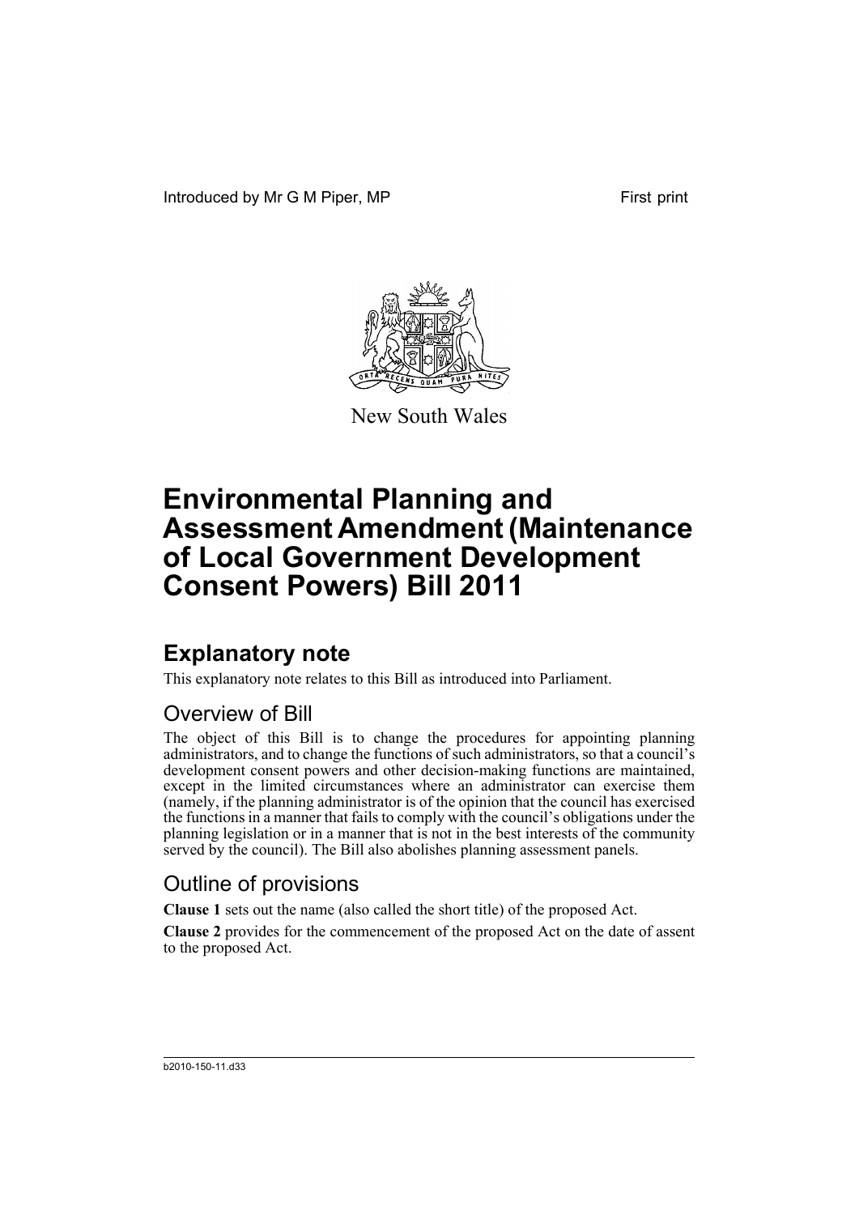Introduced by Mr G M Piper, MP First print

New South Wales

# Environmental Planning and Assessment Amendment (Maintenance of Local Government Development Consent Powers) Bill 2011

## Explanatory note

This explanatory note relates to this Bill as introduced into Parliament.

### Overview of Bill

The object of this Bill is to change the procedures for appointing planning administrators, and to change the functions of such administrators, so that a council's development consent powers and other decision-making functions are maintained, except in the limited circumstances where an administrator can exercise them (namely, if the planning administrator is of the opinion that the council has exercised the functions in a manner that fails to comply with the council's obligations under the planning legislation or in a manner that is not in the best interests of the community served by the council). The Bill also abolishes planning assessment panels.

### Outline of provisions

**Clause 1** sets out the name (also called the short title) of the proposed Act.

**Clause 2** provides for the commencement of the proposed Act on the date of assent to the proposed Act.

b2010-150-11.d33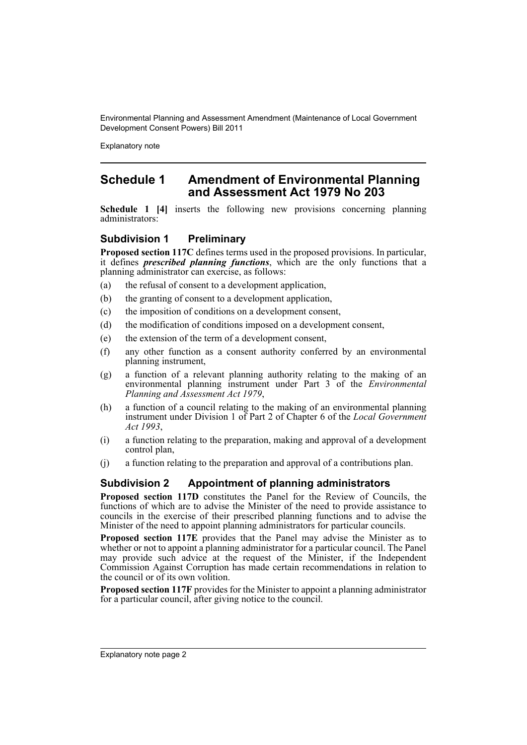## Schedule 1 Amendment of Environmental Planning and Assessment Act 1979 No 203

**Schedule 1 [4]** inserts the following new provisions concerning planning administrators:

### Subdivision 1 Preliminary

**Proposed section 117C** defines terms used in the proposed provisions. In particular, it defines ***prescribed planning functions***, which are the only functions that a planning administrator can exercise, as follows:

(a) the refusal of consent to a development application,

(b) the granting of consent to a development application,

(c) the imposition of conditions on a development consent,

(d) the modification of conditions imposed on a development consent,

(e) the extension of the term of a development consent,

(f) any other function as a consent authority conferred by an environmental planning instrument,

(g) a function of a relevant planning authority relating to the making of an environmental planning instrument under Part 3 of the *Environmental Planning and Assessment Act 1979*,

(h) a function of a council relating to the making of an environmental planning instrument under Division 1 of Part 2 of Chapter 6 of the *Local Government Act 1993*,

(i) a function relating to the preparation, making and approval of a development control plan,

(j) a function relating to the preparation and approval of a contributions plan.

### Subdivision 2 Appointment of planning administrators

**Proposed section 117D** constitutes the Panel for the Review of Councils, the functions of which are to advise the Minister of the need to provide assistance to councils in the exercise of their prescribed planning functions and to advise the Minister of the need to appoint planning administrators for particular councils.

**Proposed section 117E** provides that the Panel may advise the Minister as to whether or not to appoint a planning administrator for a particular council. The Panel may provide such advice at the request of the Minister, if the Independent Commission Against Corruption has made certain recommendations in relation to the council or of its own volition.

**Proposed section 117F** provides for the Minister to appoint a planning administrator for a particular council, after giving notice to the council.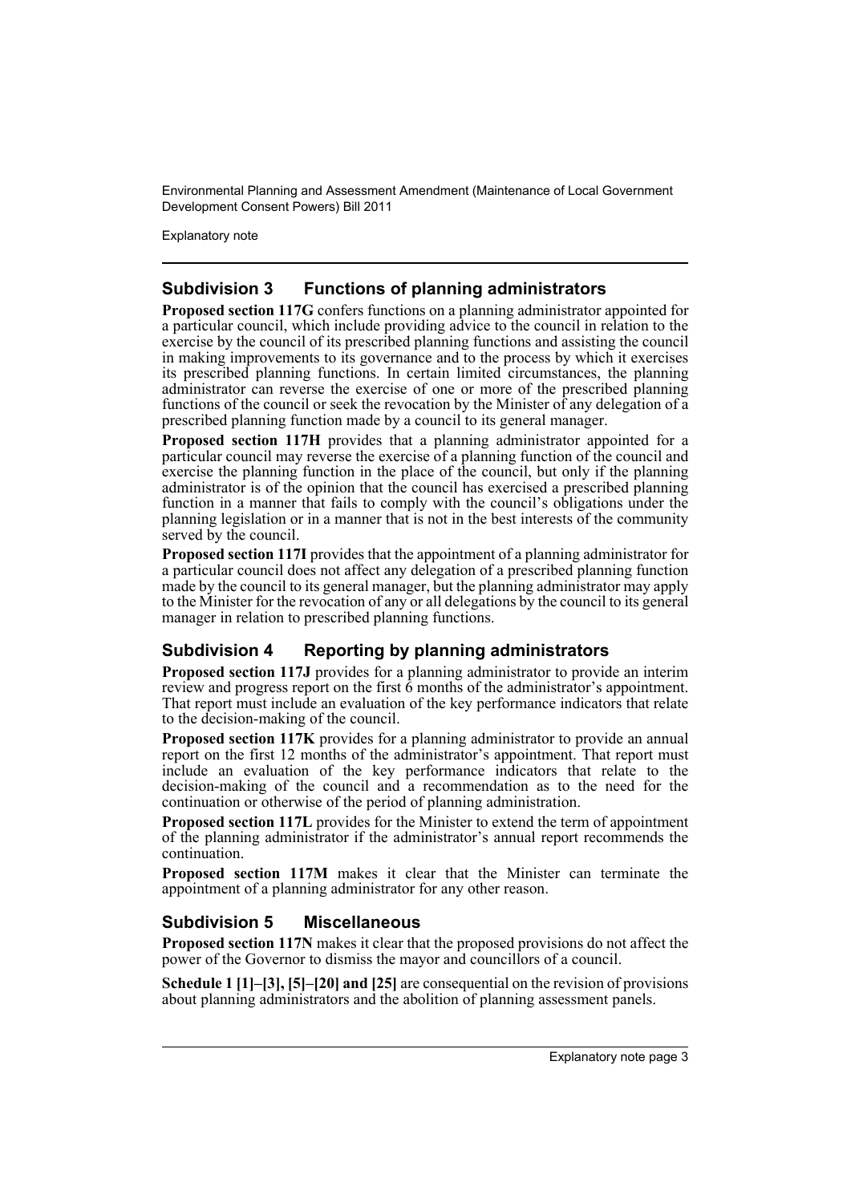## Subdivision 3 Functions of planning administrators

**Proposed section 117G** confers functions on a planning administrator appointed for a particular council, which include providing advice to the council in relation to the exercise by the council of its prescribed planning functions and assisting the council in making improvements to its governance and to the process by which it exercises its prescribed planning functions. In certain limited circumstances, the planning administrator can reverse the exercise of one or more of the prescribed planning functions of the council or seek the revocation by the Minister of any delegation of a prescribed planning function made by a council to its general manager.

**Proposed section 117H** provides that a planning administrator appointed for a particular council may reverse the exercise of a planning function of the council and exercise the planning function in the place of the council, but only if the planning administrator is of the opinion that the council has exercised a prescribed planning function in a manner that fails to comply with the council's obligations under the planning legislation or in a manner that is not in the best interests of the community served by the council.

**Proposed section 117I** provides that the appointment of a planning administrator for a particular council does not affect any delegation of a prescribed planning function made by the council to its general manager, but the planning administrator may apply to the Minister for the revocation of any or all delegations by the council to its general manager in relation to prescribed planning functions.

## Subdivision 4 Reporting by planning administrators

**Proposed section 117J** provides for a planning administrator to provide an interim review and progress report on the first 6 months of the administrator's appointment. That report must include an evaluation of the key performance indicators that relate to the decision-making of the council.

**Proposed section 117K** provides for a planning administrator to provide an annual report on the first 12 months of the administrator's appointment. That report must include an evaluation of the key performance indicators that relate to the decision-making of the council and a recommendation as to the need for the continuation or otherwise of the period of planning administration.

**Proposed section 117L** provides for the Minister to extend the term of appointment of the planning administrator if the administrator's annual report recommends the continuation.

**Proposed section 117M** makes it clear that the Minister can terminate the appointment of a planning administrator for any other reason.

## Subdivision 5 Miscellaneous

**Proposed section 117N** makes it clear that the proposed provisions do not affect the power of the Governor to dismiss the mayor and councillors of a council.

**Schedule 1 [1]–[3], [5]–[20] and [25]** are consequential on the revision of provisions about planning administrators and the abolition of planning assessment panels.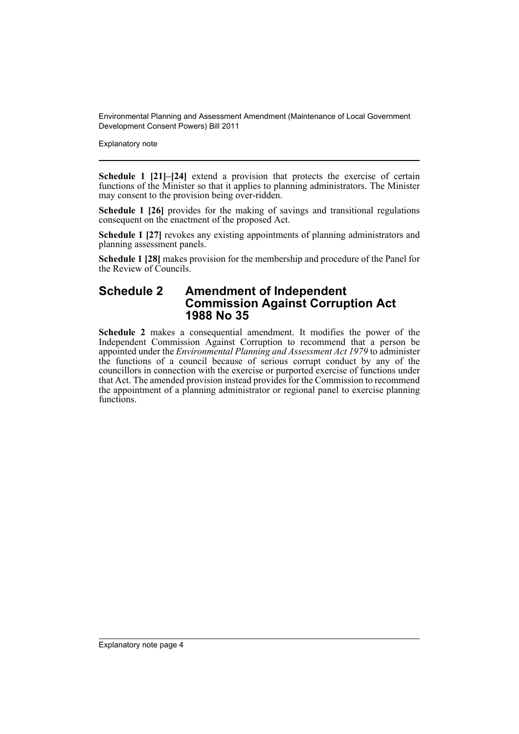**Schedule 1 [21]–[24]** extend a provision that protects the exercise of certain functions of the Minister so that it applies to planning administrators. The Minister may consent to the provision being over-ridden.

**Schedule 1 [26]** provides for the making of savings and transitional regulations consequent on the enactment of the proposed Act.

**Schedule 1 [27]** revokes any existing appointments of planning administrators and planning assessment panels.

**Schedule 1 [28]** makes provision for the membership and procedure of the Panel for the Review of Councils.

## Schedule 2 Amendment of Independent Commission Against Corruption Act 1988 No 35

**Schedule 2** makes a consequential amendment. It modifies the power of the Independent Commission Against Corruption to recommend that a person be appointed under the *Environmental Planning and Assessment Act 1979* to administer the functions of a council because of serious corrupt conduct by any of the councillors in connection with the exercise or purported exercise of functions under that Act. The amended provision instead provides for the Commission to recommend the appointment of a planning administrator or regional panel to exercise planning functions.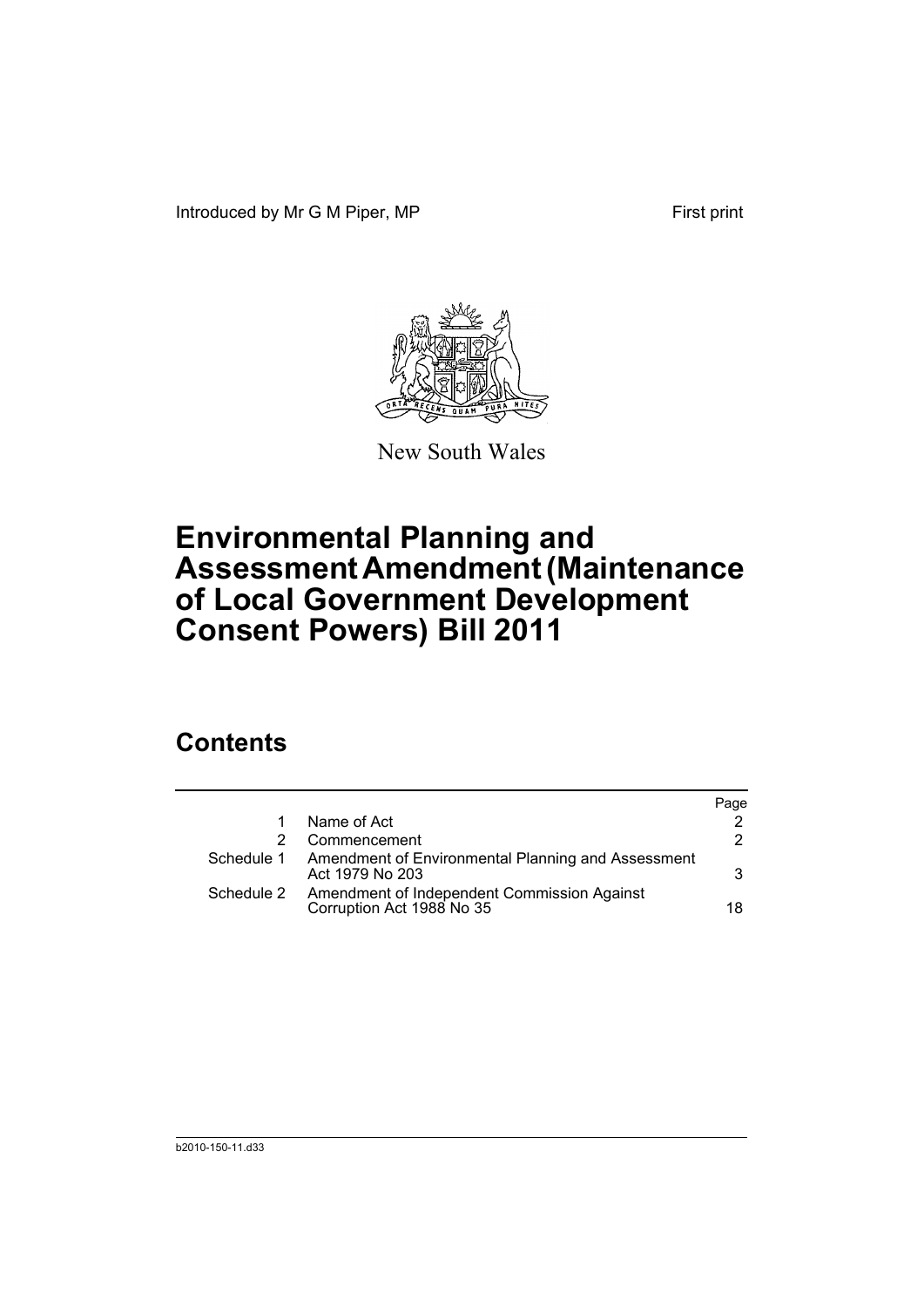Introduced by Mr G M Piper, MP First print

New South Wales

# Environmental Planning and Assessment Amendment (Maintenance of Local Government Development Consent Powers) Bill 2011

## Contents

| | | Page |
|---|---|---|
| 1 | Name of Act | 2 |
| 2 | Commencement | 2 |
| Schedule 1 | Amendment of Environmental Planning and Assessment Act 1979 No 203 | 3 |
| Schedule 2 | Amendment of Independent Commission Against Corruption Act 1988 No 35 | 18 |

b2010-150-11.d33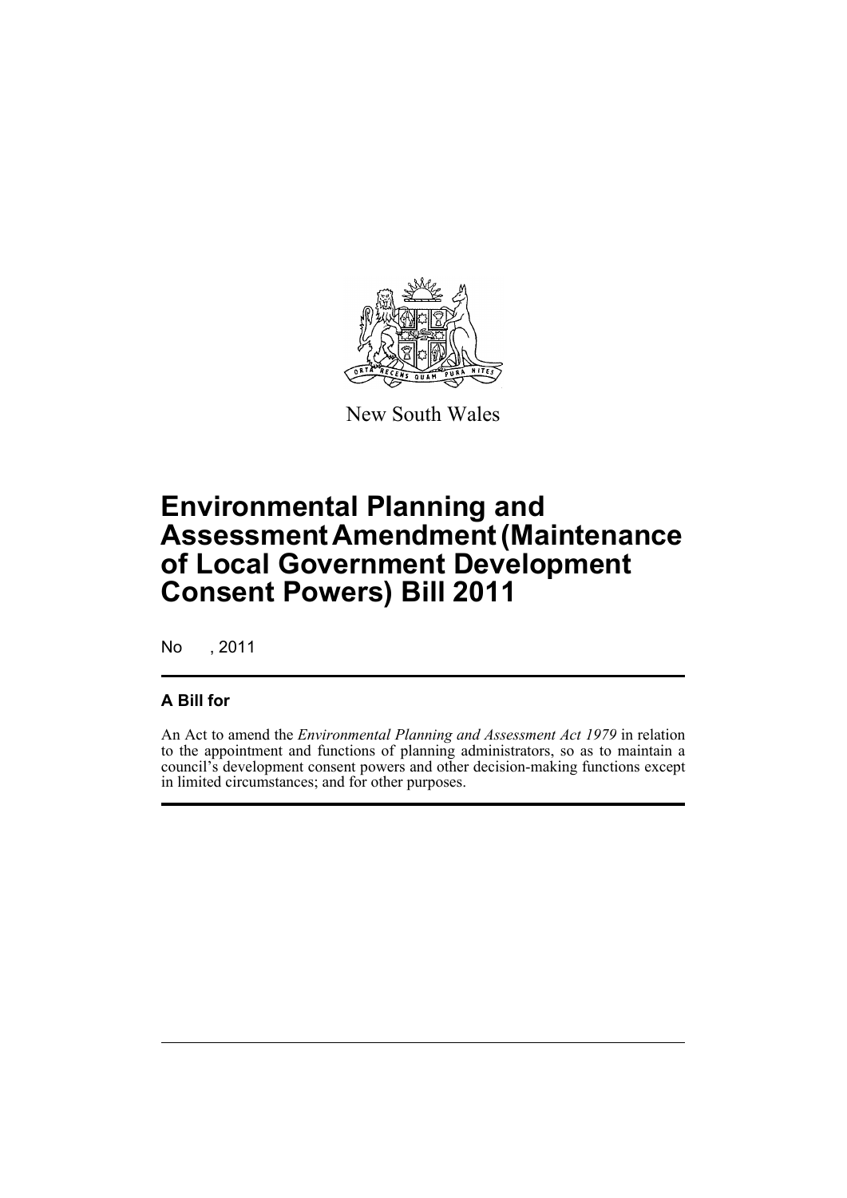New South Wales

# Environmental Planning and Assessment Amendment (Maintenance of Local Government Development Consent Powers) Bill 2011

No , 2011

## A Bill for

An Act to amend the *Environmental Planning and Assessment Act 1979* in relation to the appointment and functions of planning administrators, so as to maintain a council's development consent powers and other decision-making functions except in limited circumstances; and for other purposes.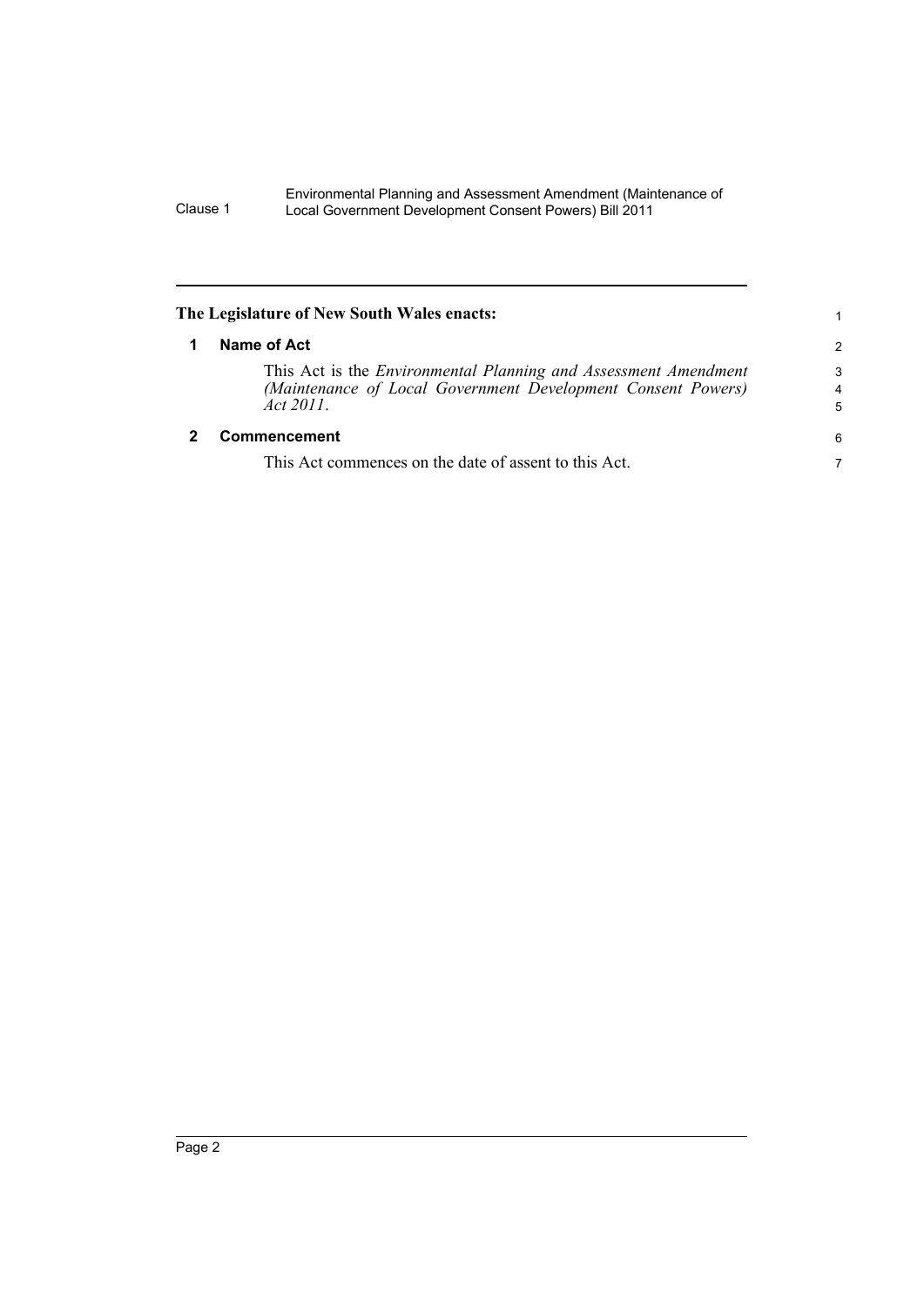**The Legislature of New South Wales enacts:**

## 1 Name of Act

This Act is the *Environmental Planning and Assessment Amendment (Maintenance of Local Government Development Consent Powers) Act 2011*.

## 2 Commencement

This Act commences on the date of assent to this Act.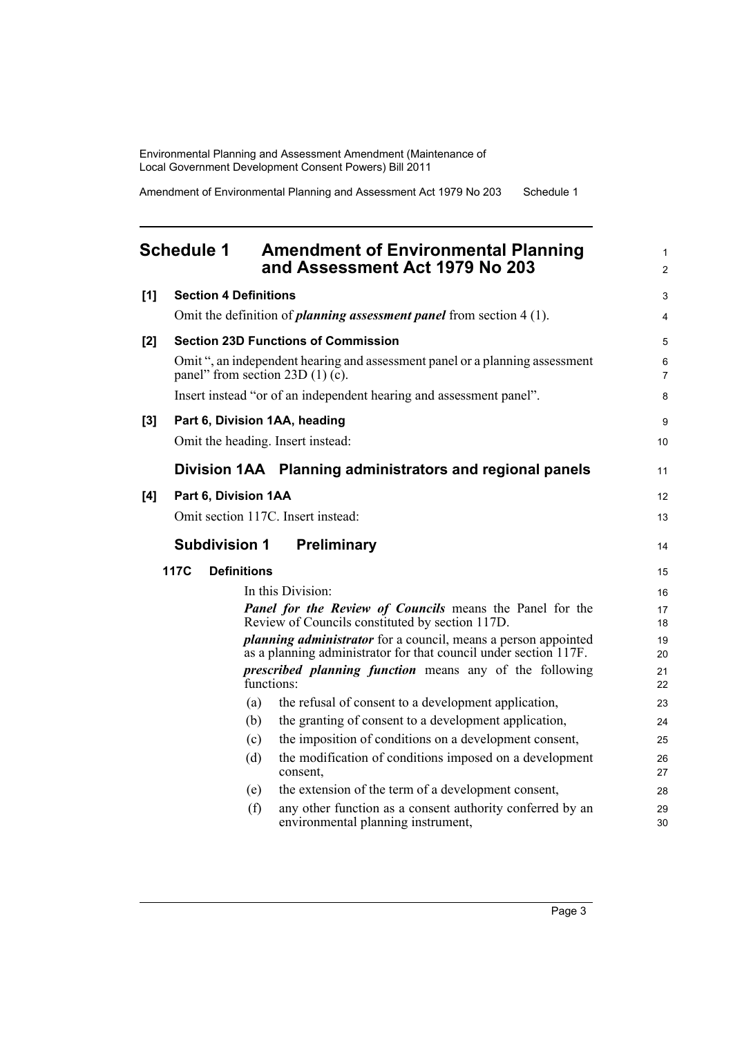# Schedule 1 Amendment of Environmental Planning and Assessment Act 1979 No 203

**[1] Section 4 Definitions**

Omit the definition of ***planning assessment panel*** from section 4 (1).

**[2] Section 23D Functions of Commission**

Omit ", an independent hearing and assessment panel or a planning assessment panel" from section 23D (1) (c).

Insert instead "or of an independent hearing and assessment panel".

**[3] Part 6, Division 1AA, heading**

Omit the heading. Insert instead:

## Division 1AA Planning administrators and regional panels

**[4] Part 6, Division 1AA**

Omit section 117C. Insert instead:

## Subdivision 1 Preliminary

**117C Definitions**

In this Division:

***Panel for the Review of Councils*** means the Panel for the Review of Councils constituted by section 117D.

***planning administrator*** for a council, means a person appointed as a planning administrator for that council under section 117F.

***prescribed planning function*** means any of the following functions:

(a) the refusal of consent to a development application,

(b) the granting of consent to a development application,

(c) the imposition of conditions on a development consent,

(d) the modification of conditions imposed on a development consent,

(e) the extension of the term of a development consent,

(f) any other function as a consent authority conferred by an environmental planning instrument,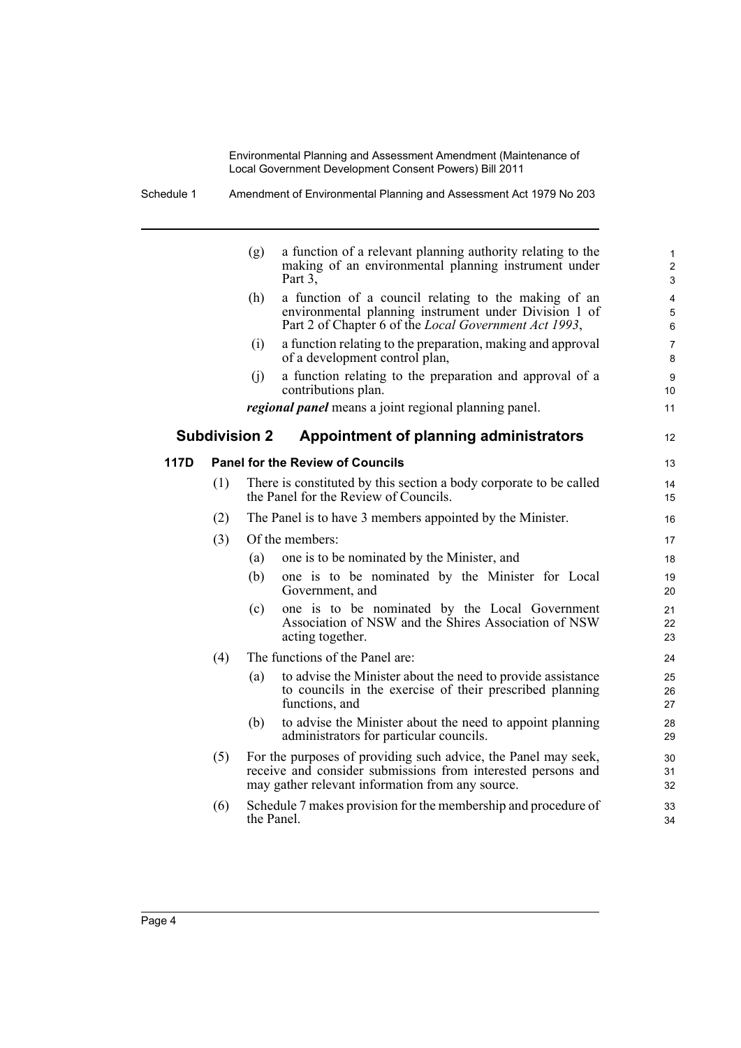(g) a function of a relevant planning authority relating to the making of an environmental planning instrument under Part 3,

(h) a function of a council relating to the making of an environmental planning instrument under Division 1 of Part 2 of Chapter 6 of the *Local Government Act 1993*,

(i) a function relating to the preparation, making and approval of a development control plan,

(j) a function relating to the preparation and approval of a contributions plan.

***regional panel*** means a joint regional planning panel.

## Subdivision 2 Appointment of planning administrators

### 117D Panel for the Review of Councils

(1) There is constituted by this section a body corporate to be called the Panel for the Review of Councils.

(2) The Panel is to have 3 members appointed by the Minister.

(3) Of the members:

(a) one is to be nominated by the Minister, and

(b) one is to be nominated by the Minister for Local Government, and

(c) one is to be nominated by the Local Government Association of NSW and the Shires Association of NSW acting together.

(4) The functions of the Panel are:

(a) to advise the Minister about the need to provide assistance to councils in the exercise of their prescribed planning functions, and

(b) to advise the Minister about the need to appoint planning administrators for particular councils.

(5) For the purposes of providing such advice, the Panel may seek, receive and consider submissions from interested persons and may gather relevant information from any source.

(6) Schedule 7 makes provision for the membership and procedure of the Panel.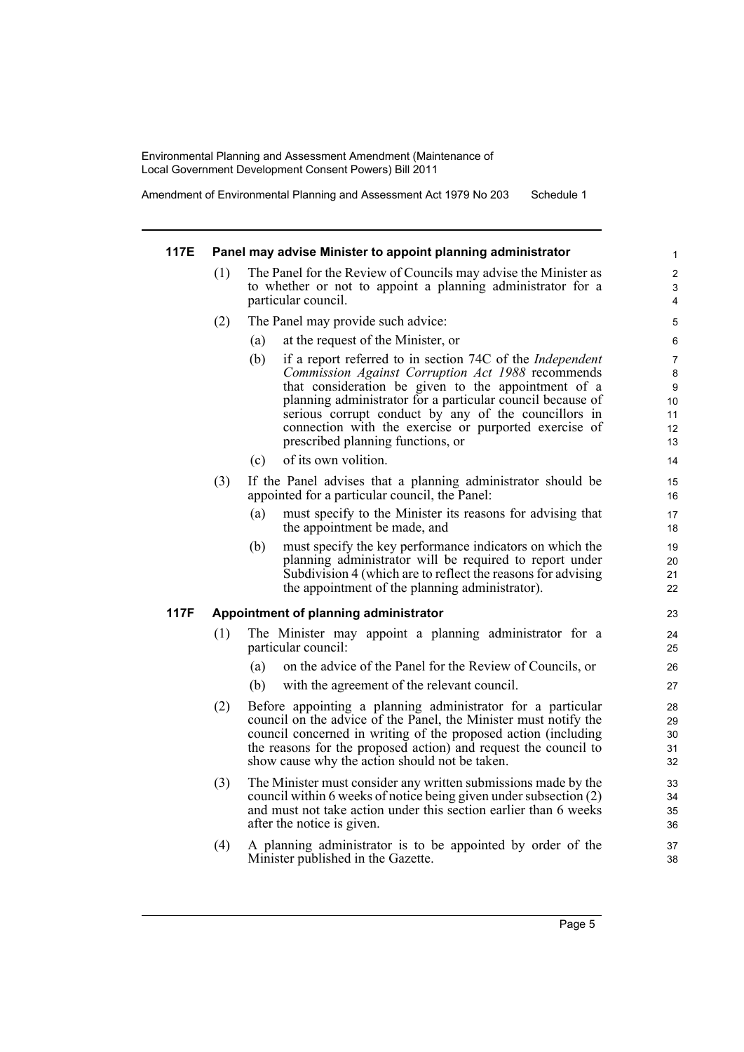#### 117E Panel may advise Minister to appoint planning administrator

(1) The Panel for the Review of Councils may advise the Minister as to whether or not to appoint a planning administrator for a particular council.

(2) The Panel may provide such advice:

- (a) at the request of the Minister, or
- (b) if a report referred to in section 74C of the *Independent Commission Against Corruption Act 1988* recommends that consideration be given to the appointment of a planning administrator for a particular council because of serious corrupt conduct by any of the councillors in connection with the exercise or purported exercise of prescribed planning functions, or
- (c) of its own volition.

(3) If the Panel advises that a planning administrator should be appointed for a particular council, the Panel:

- (a) must specify to the Minister its reasons for advising that the appointment be made, and
- (b) must specify the key performance indicators on which the planning administrator will be required to report under Subdivision 4 (which are to reflect the reasons for advising the appointment of the planning administrator).

#### 117F Appointment of planning administrator

(1) The Minister may appoint a planning administrator for a particular council:

- (a) on the advice of the Panel for the Review of Councils, or
- (b) with the agreement of the relevant council.

(2) Before appointing a planning administrator for a particular council on the advice of the Panel, the Minister must notify the council concerned in writing of the proposed action (including the reasons for the proposed action) and request the council to show cause why the action should not be taken.

(3) The Minister must consider any written submissions made by the council within 6 weeks of notice being given under subsection (2) and must not take action under this section earlier than 6 weeks after the notice is given.

(4) A planning administrator is to be appointed by order of the Minister published in the Gazette.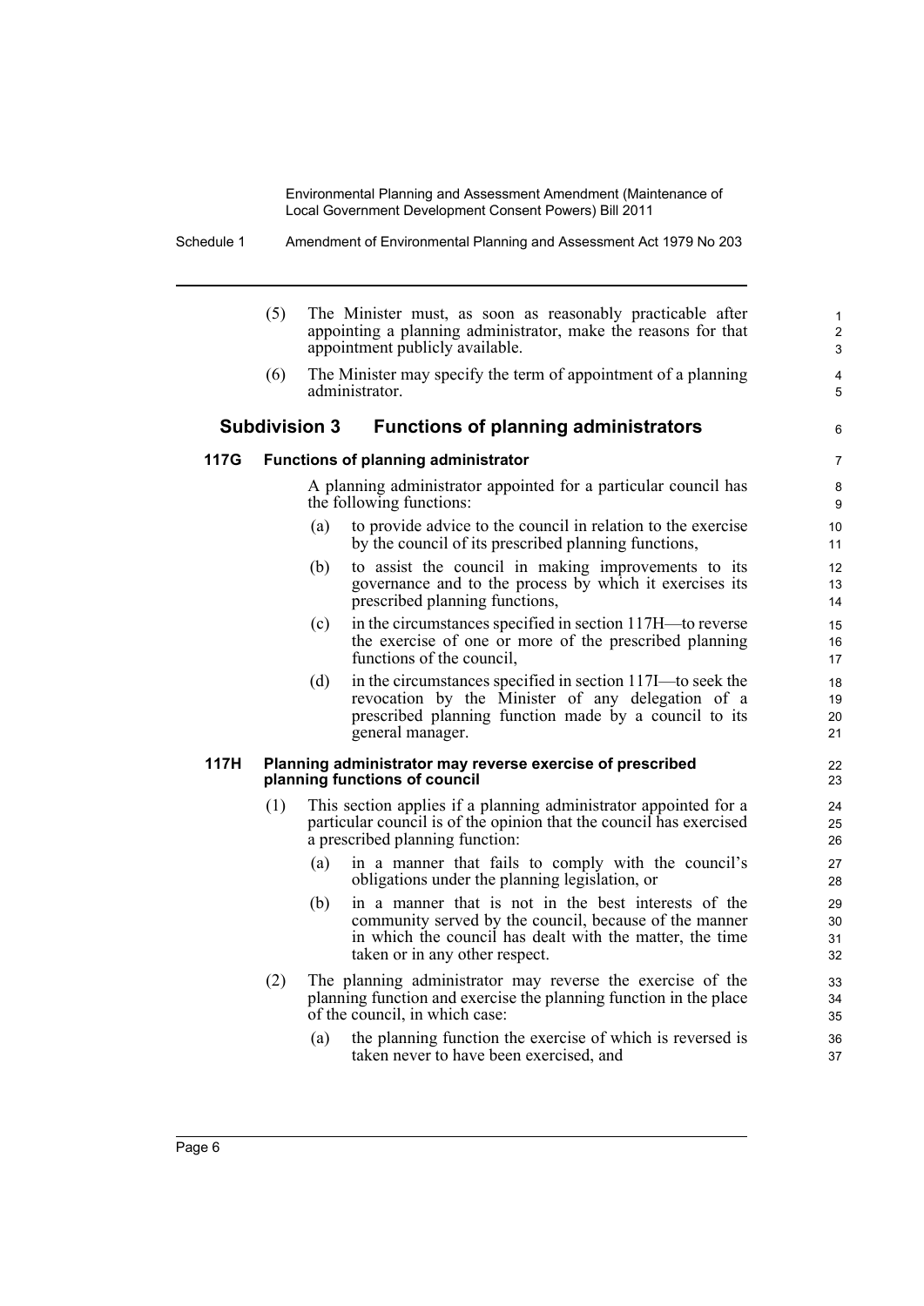(5) The Minister must, as soon as reasonably practicable after appointing a planning administrator, make the reasons for that appointment publicly available.

(6) The Minister may specify the term of appointment of a planning administrator.

## Subdivision 3 Functions of planning administrators

### 117G Functions of planning administrator

A planning administrator appointed for a particular council has the following functions:

(a) to provide advice to the council in relation to the exercise by the council of its prescribed planning functions,

(b) to assist the council in making improvements to its governance and to the process by which it exercises its prescribed planning functions,

(c) in the circumstances specified in section 117H—to reverse the exercise of one or more of the prescribed planning functions of the council,

(d) in the circumstances specified in section 117I—to seek the revocation by the Minister of any delegation of a prescribed planning function made by a council to its general manager.

### 117H Planning administrator may reverse exercise of prescribed planning functions of council

(1) This section applies if a planning administrator appointed for a particular council is of the opinion that the council has exercised a prescribed planning function:

(a) in a manner that fails to comply with the council's obligations under the planning legislation, or

(b) in a manner that is not in the best interests of the community served by the council, because of the manner in which the council has dealt with the matter, the time taken or in any other respect.

(2) The planning administrator may reverse the exercise of the planning function and exercise the planning function in the place of the council, in which case:

(a) the planning function the exercise of which is reversed is taken never to have been exercised, and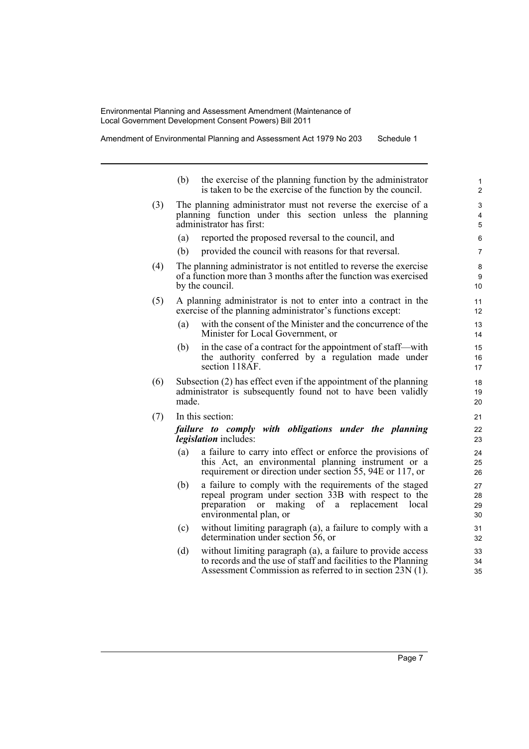(b) the exercise of the planning function by the administrator is taken to be the exercise of the function by the council.

(3) The planning administrator must not reverse the exercise of a planning function under this section unless the planning administrator has first:

(a) reported the proposed reversal to the council, and

(b) provided the council with reasons for that reversal.

(4) The planning administrator is not entitled to reverse the exercise of a function more than 3 months after the function was exercised by the council.

(5) A planning administrator is not to enter into a contract in the exercise of the planning administrator's functions except:

(a) with the consent of the Minister and the concurrence of the Minister for Local Government, or

(b) in the case of a contract for the appointment of staff—with the authority conferred by a regulation made under section 118AF.

(6) Subsection (2) has effect even if the appointment of the planning administrator is subsequently found not to have been validly made.

(7) In this section:

***failure to comply with obligations under the planning legislation*** includes:

(a) a failure to carry into effect or enforce the provisions of this Act, an environmental planning instrument or a requirement or direction under section 55, 94E or 117, or

(b) a failure to comply with the requirements of the staged repeal program under section 33B with respect to the preparation or making of a replacement local environmental plan, or

(c) without limiting paragraph (a), a failure to comply with a determination under section 56, or

(d) without limiting paragraph (a), a failure to provide access to records and the use of staff and facilities to the Planning Assessment Commission as referred to in section 23N (1).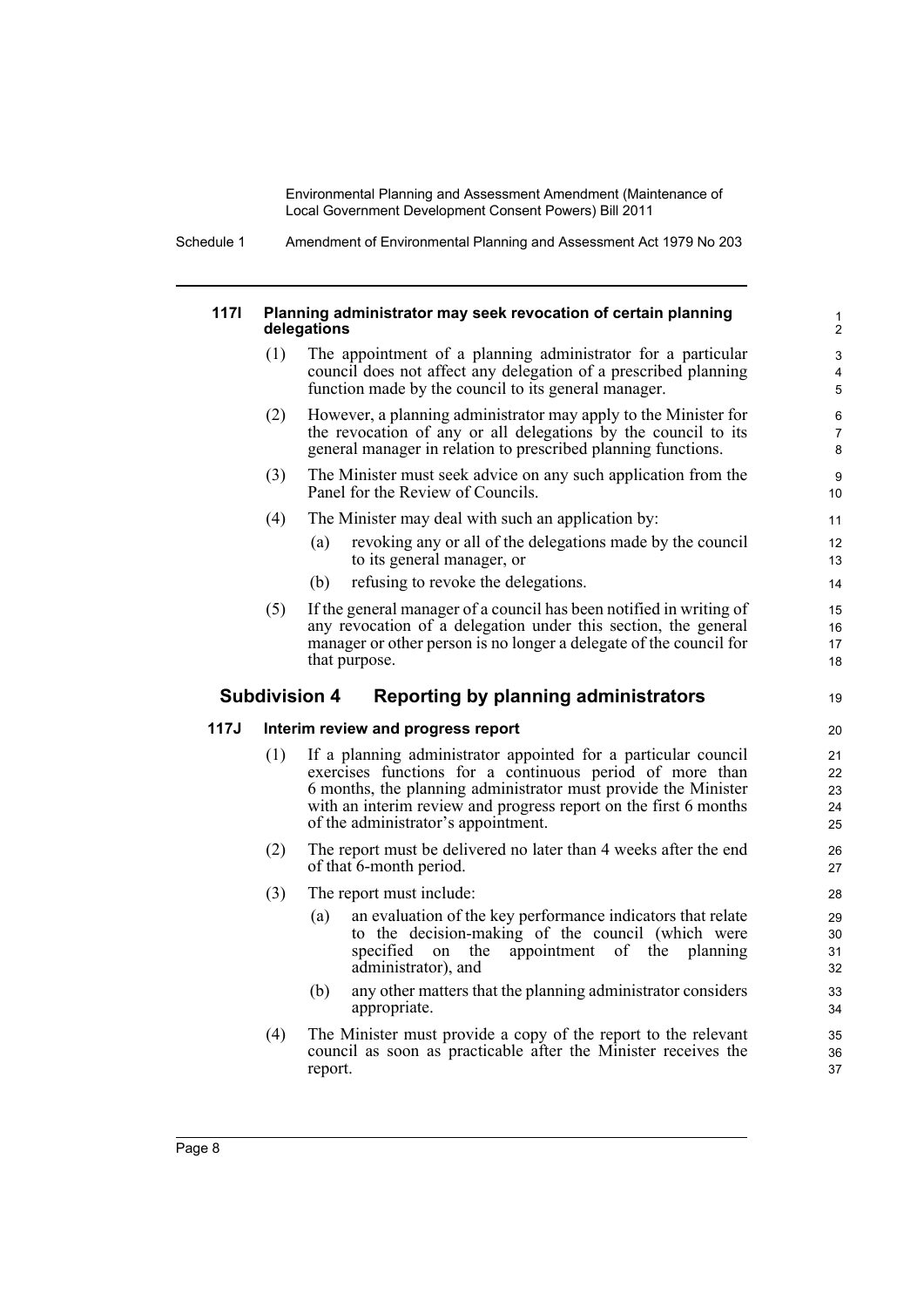### 117I Planning administrator may seek revocation of certain planning delegations

(1) The appointment of a planning administrator for a particular council does not affect any delegation of a prescribed planning function made by the council to its general manager.

(2) However, a planning administrator may apply to the Minister for the revocation of any or all delegations by the council to its general manager in relation to prescribed planning functions.

(3) The Minister must seek advice on any such application from the Panel for the Review of Councils.

(4) The Minister may deal with such an application by:

- (a) revoking any or all of the delegations made by the council to its general manager, or
- (b) refusing to revoke the delegations.

(5) If the general manager of a council has been notified in writing of any revocation of a delegation under this section, the general manager or other person is no longer a delegate of the council for that purpose.

## Subdivision 4 Reporting by planning administrators

### 117J Interim review and progress report

(1) If a planning administrator appointed for a particular council exercises functions for a continuous period of more than 6 months, the planning administrator must provide the Minister with an interim review and progress report on the first 6 months of the administrator's appointment.

(2) The report must be delivered no later than 4 weeks after the end of that 6-month period.

(3) The report must include:

- (a) an evaluation of the key performance indicators that relate to the decision-making of the council (which were specified on the appointment of the planning administrator), and
- (b) any other matters that the planning administrator considers appropriate.

(4) The Minister must provide a copy of the report to the relevant council as soon as practicable after the Minister receives the report.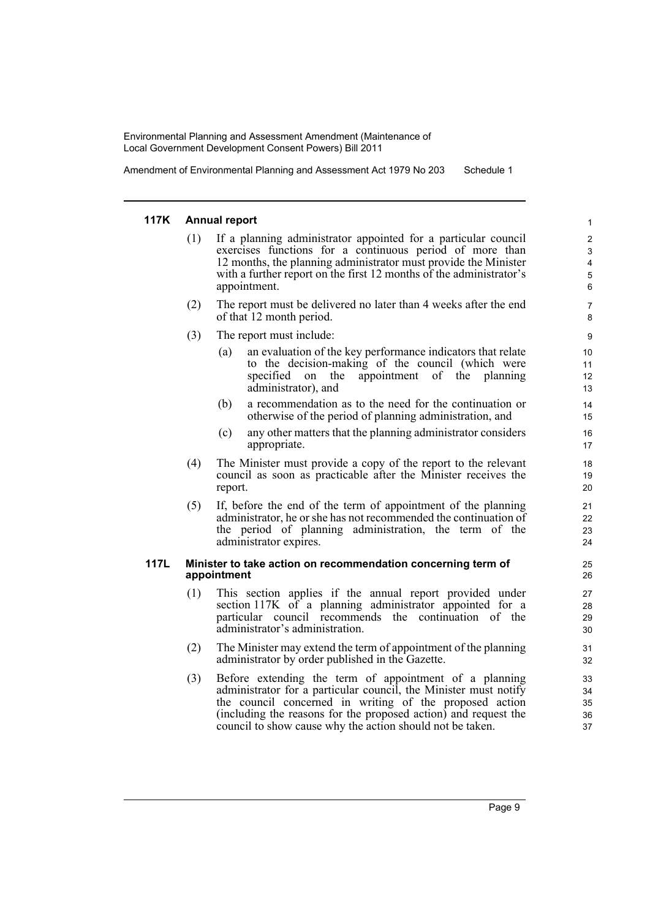### 117K Annual report

(1) If a planning administrator appointed for a particular council exercises functions for a continuous period of more than 12 months, the planning administrator must provide the Minister with a further report on the first 12 months of the administrator's appointment.

(2) The report must be delivered no later than 4 weeks after the end of that 12 month period.

(3) The report must include:

(a) an evaluation of the key performance indicators that relate to the decision-making of the council (which were specified on the appointment of the planning administrator), and

(b) a recommendation as to the need for the continuation or otherwise of the period of planning administration, and

(c) any other matters that the planning administrator considers appropriate.

(4) The Minister must provide a copy of the report to the relevant council as soon as practicable after the Minister receives the report.

(5) If, before the end of the term of appointment of the planning administrator, he or she has not recommended the continuation of the period of planning administration, the term of the administrator expires.

### 117L Minister to take action on recommendation concerning term of appointment

(1) This section applies if the annual report provided under section 117K of a planning administrator appointed for a particular council recommends the continuation of the administrator's administration.

(2) The Minister may extend the term of appointment of the planning administrator by order published in the Gazette.

(3) Before extending the term of appointment of a planning administrator for a particular council, the Minister must notify the council concerned in writing of the proposed action (including the reasons for the proposed action) and request the council to show cause why the action should not be taken.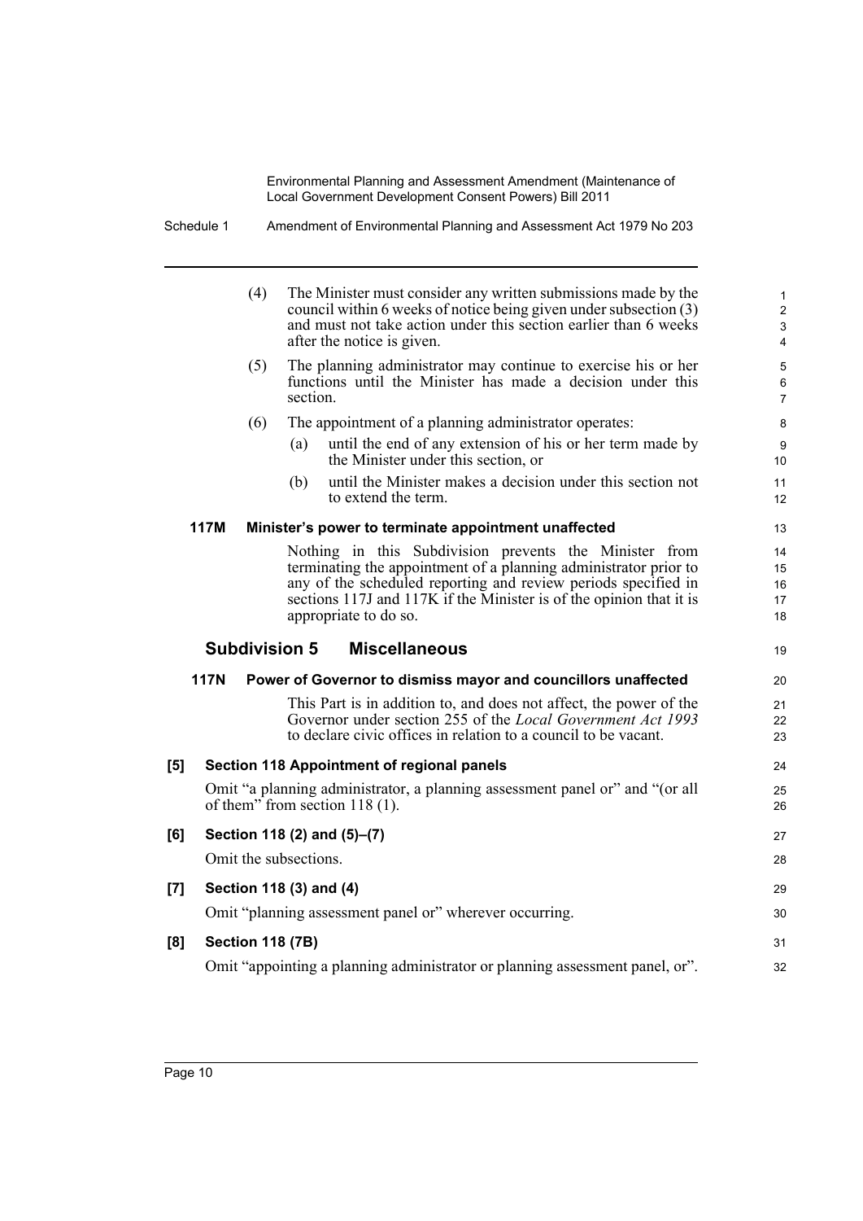(4) The Minister must consider any written submissions made by the council within 6 weeks of notice being given under subsection (3) and must not take action under this section earlier than 6 weeks after the notice is given.

(5) The planning administrator may continue to exercise his or her functions until the Minister has made a decision under this section.

(6) The appointment of a planning administrator operates:

(a) until the end of any extension of his or her term made by the Minister under this section, or

(b) until the Minister makes a decision under this section not to extend the term.

#### 117M Minister's power to terminate appointment unaffected

Nothing in this Subdivision prevents the Minister from terminating the appointment of a planning administrator prior to any of the scheduled reporting and review periods specified in sections 117J and 117K if the Minister is of the opinion that it is appropriate to do so.

### Subdivision 5 Miscellaneous

#### 117N Power of Governor to dismiss mayor and councillors unaffected

This Part is in addition to, and does not affect, the power of the Governor under section 255 of the *Local Government Act 1993* to declare civic offices in relation to a council to be vacant.

**[5] Section 118 Appointment of regional panels**

Omit "a planning administrator, a planning assessment panel or" and "(or all of them" from section 118 (1).

**[6] Section 118 (2) and (5)–(7)**

Omit the subsections.

**[7] Section 118 (3) and (4)**

Omit "planning assessment panel or" wherever occurring.

**[8] Section 118 (7B)**

Omit "appointing a planning administrator or planning assessment panel, or".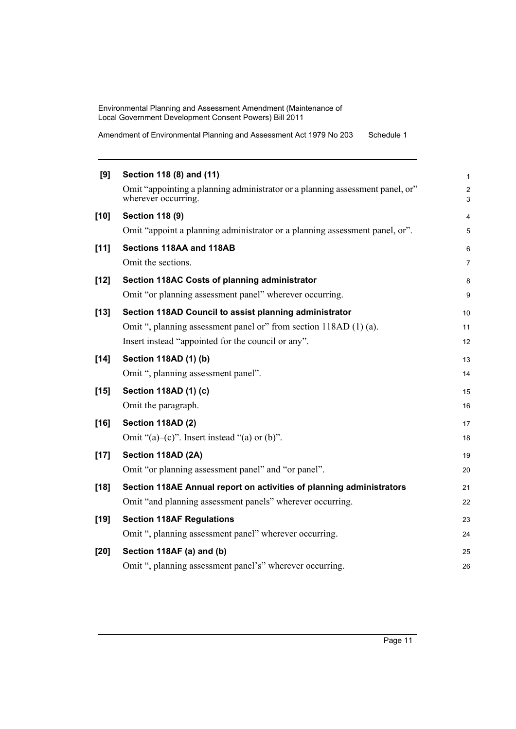**[9] Section 118 (8) and (11)**

Omit "appointing a planning administrator or a planning assessment panel, or" wherever occurring.

**[10] Section 118 (9)**

Omit "appoint a planning administrator or a planning assessment panel, or".

**[11] Sections 118AA and 118AB**

Omit the sections.

**[12] Section 118AC Costs of planning administrator**

Omit "or planning assessment panel" wherever occurring.

**[13] Section 118AD Council to assist planning administrator**

Omit ", planning assessment panel or" from section 118AD (1) (a).

Insert instead "appointed for the council or any".

**[14] Section 118AD (1) (b)**

Omit ", planning assessment panel".

**[15] Section 118AD (1) (c)**

Omit the paragraph.

**[16] Section 118AD (2)**

Omit "(a)–(c)". Insert instead "(a) or (b)".

**[17] Section 118AD (2A)**

Omit "or planning assessment panel" and "or panel".

**[18] Section 118AE Annual report on activities of planning administrators**

Omit "and planning assessment panels" wherever occurring.

**[19] Section 118AF Regulations**

Omit ", planning assessment panel" wherever occurring.

**[20] Section 118AF (a) and (b)**

Omit ", planning assessment panel's" wherever occurring.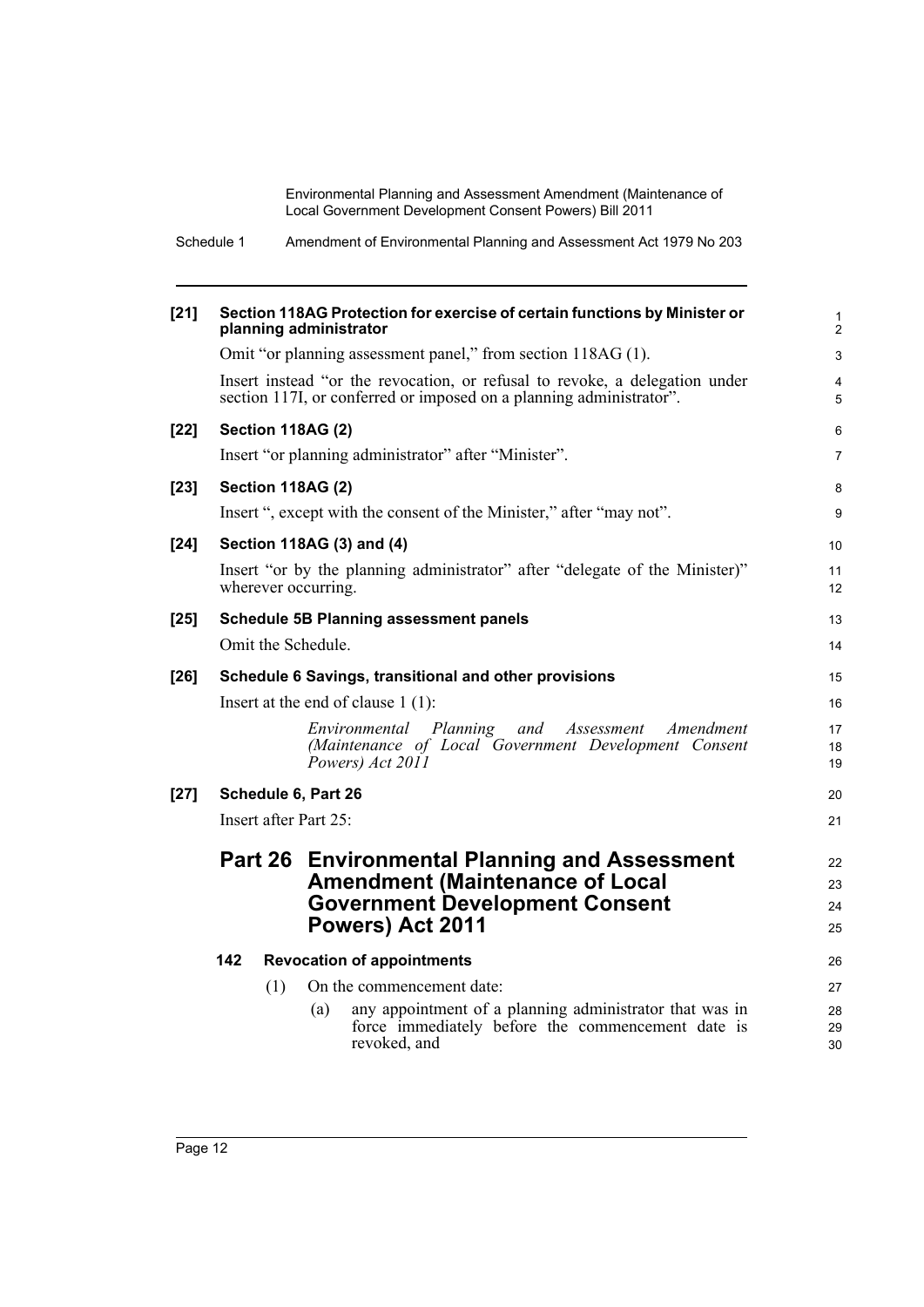**[21] Section 118AG Protection for exercise of certain functions by Minister or planning administrator**

Omit "or planning assessment panel," from section 118AG (1).

Insert instead "or the revocation, or refusal to revoke, a delegation under section 117I, or conferred or imposed on a planning administrator".

**[22] Section 118AG (2)**

Insert "or planning administrator" after "Minister".

**[23] Section 118AG (2)**

Insert ", except with the consent of the Minister," after "may not".

**[24] Section 118AG (3) and (4)**

Insert "or by the planning administrator" after "delegate of the Minister)" wherever occurring.

**[25] Schedule 5B Planning assessment panels**

Omit the Schedule.

**[26] Schedule 6 Savings, transitional and other provisions**

Insert at the end of clause 1 (1):

*Environmental Planning and Assessment Amendment (Maintenance of Local Government Development Consent Powers) Act 2011*

**[27] Schedule 6, Part 26**

Insert after Part 25:

# Part 26 Environmental Planning and Assessment Amendment (Maintenance of Local Government Development Consent Powers) Act 2011

**142 Revocation of appointments**

(1) On the commencement date:

(a) any appointment of a planning administrator that was in force immediately before the commencement date is revoked, and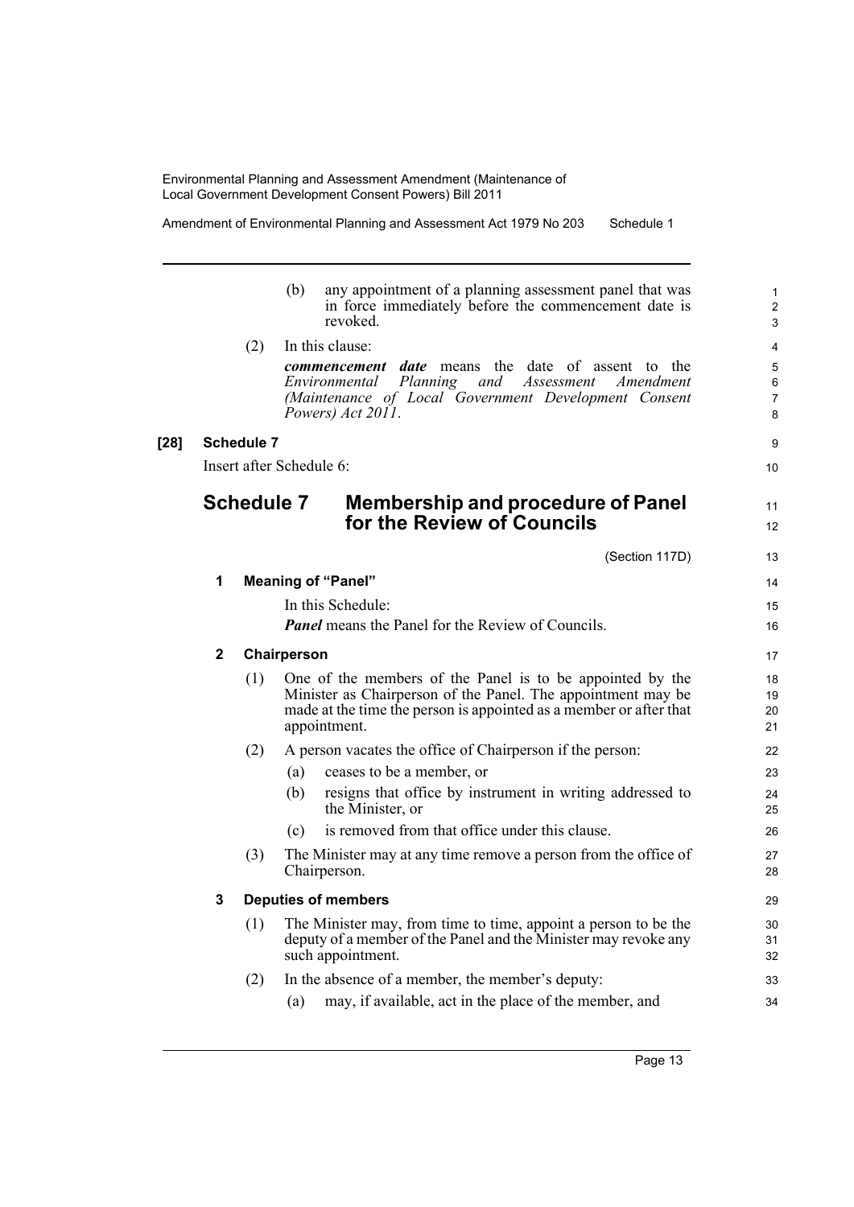(b) any appointment of a planning assessment panel that was in force immediately before the commencement date is revoked.

(2) In this clause:

***commencement date*** means the date of assent to the *Environmental Planning and Assessment Amendment (Maintenance of Local Government Development Consent Powers) Act 2011*.

**[28] Schedule 7**

Insert after Schedule 6:

## Schedule 7 Membership and procedure of Panel for the Review of Councils

(Section 117D)

### 1 Meaning of "Panel"

In this Schedule:

***Panel*** means the Panel for the Review of Councils.

### 2 Chairperson

(1) One of the members of the Panel is to be appointed by the Minister as Chairperson of the Panel. The appointment may be made at the time the person is appointed as a member or after that appointment.

(2) A person vacates the office of Chairperson if the person:

(a) ceases to be a member, or

(b) resigns that office by instrument in writing addressed to the Minister, or

(c) is removed from that office under this clause.

(3) The Minister may at any time remove a person from the office of Chairperson.

### 3 Deputies of members

(1) The Minister may, from time to time, appoint a person to be the deputy of a member of the Panel and the Minister may revoke any such appointment.

(2) In the absence of a member, the member's deputy:

(a) may, if available, act in the place of the member, and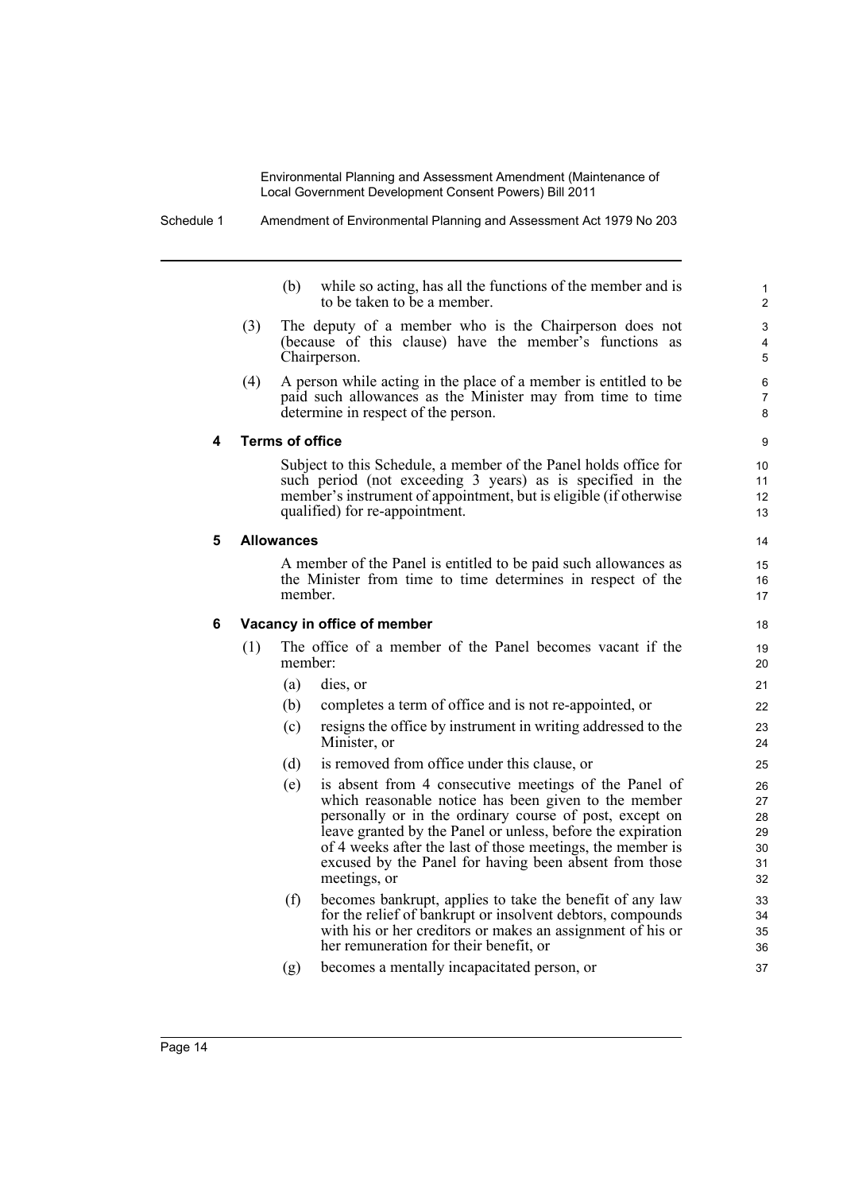(b) while so acting, has all the functions of the member and is to be taken to be a member.

(3) The deputy of a member who is the Chairperson does not (because of this clause) have the member's functions as Chairperson.

(4) A person while acting in the place of a member is entitled to be paid such allowances as the Minister may from time to time determine in respect of the person.

**4 Terms of office**

Subject to this Schedule, a member of the Panel holds office for such period (not exceeding 3 years) as is specified in the member's instrument of appointment, but is eligible (if otherwise qualified) for re-appointment.

**5 Allowances**

A member of the Panel is entitled to be paid such allowances as the Minister from time to time determines in respect of the member.

**6 Vacancy in office of member**

(1) The office of a member of the Panel becomes vacant if the member:

(a) dies, or

(b) completes a term of office and is not re-appointed, or

(c) resigns the office by instrument in writing addressed to the Minister, or

(d) is removed from office under this clause, or

(e) is absent from 4 consecutive meetings of the Panel of which reasonable notice has been given to the member personally or in the ordinary course of post, except on leave granted by the Panel or unless, before the expiration of 4 weeks after the last of those meetings, the member is excused by the Panel for having been absent from those meetings, or

(f) becomes bankrupt, applies to take the benefit of any law for the relief of bankrupt or insolvent debtors, compounds with his or her creditors or makes an assignment of his or her remuneration for their benefit, or

(g) becomes a mentally incapacitated person, or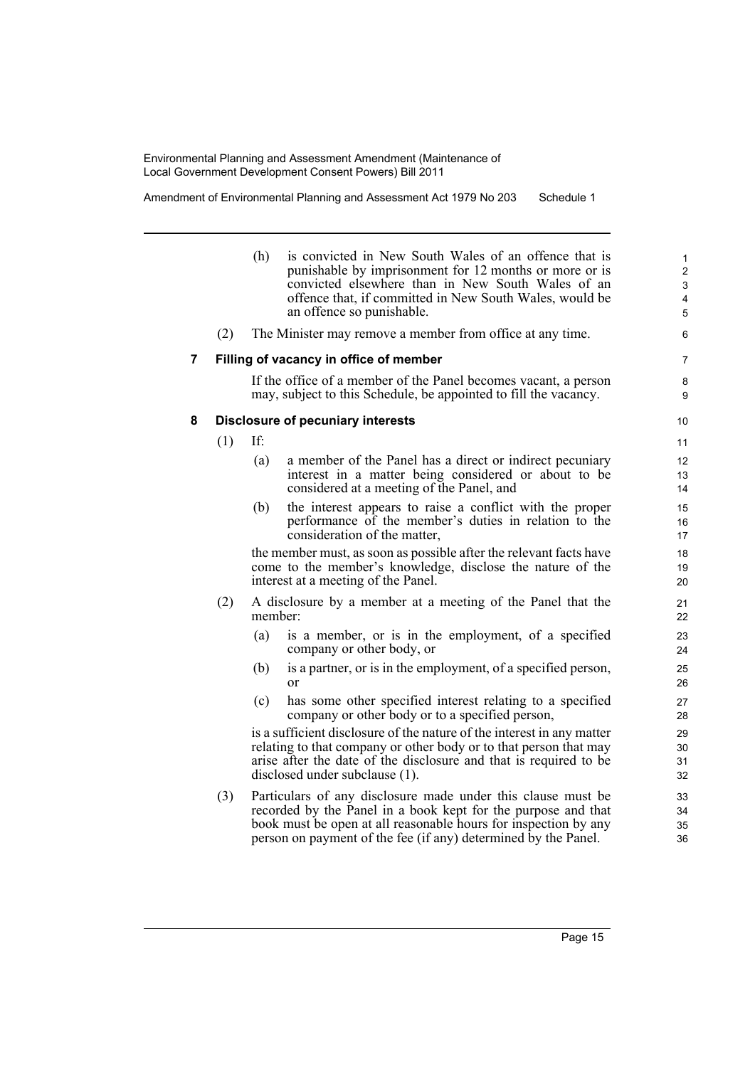(h) is convicted in New South Wales of an offence that is punishable by imprisonment for 12 months or more or is convicted elsewhere than in New South Wales of an offence that, if committed in New South Wales, would be an offence so punishable.

(2) The Minister may remove a member from office at any time.

### 7 Filling of vacancy in office of member

If the office of a member of the Panel becomes vacant, a person may, subject to this Schedule, be appointed to fill the vacancy.

### 8 Disclosure of pecuniary interests

(1) If:

(a) a member of the Panel has a direct or indirect pecuniary interest in a matter being considered or about to be considered at a meeting of the Panel, and

(b) the interest appears to raise a conflict with the proper performance of the member's duties in relation to the consideration of the matter,

the member must, as soon as possible after the relevant facts have come to the member's knowledge, disclose the nature of the interest at a meeting of the Panel.

(2) A disclosure by a member at a meeting of the Panel that the member:

(a) is a member, or is in the employment, of a specified company or other body, or

(b) is a partner, or is in the employment, of a specified person, or

(c) has some other specified interest relating to a specified company or other body or to a specified person,

is a sufficient disclosure of the nature of the interest in any matter relating to that company or other body or to that person that may arise after the date of the disclosure and that is required to be disclosed under subclause (1).

(3) Particulars of any disclosure made under this clause must be recorded by the Panel in a book kept for the purpose and that book must be open at all reasonable hours for inspection by any person on payment of the fee (if any) determined by the Panel.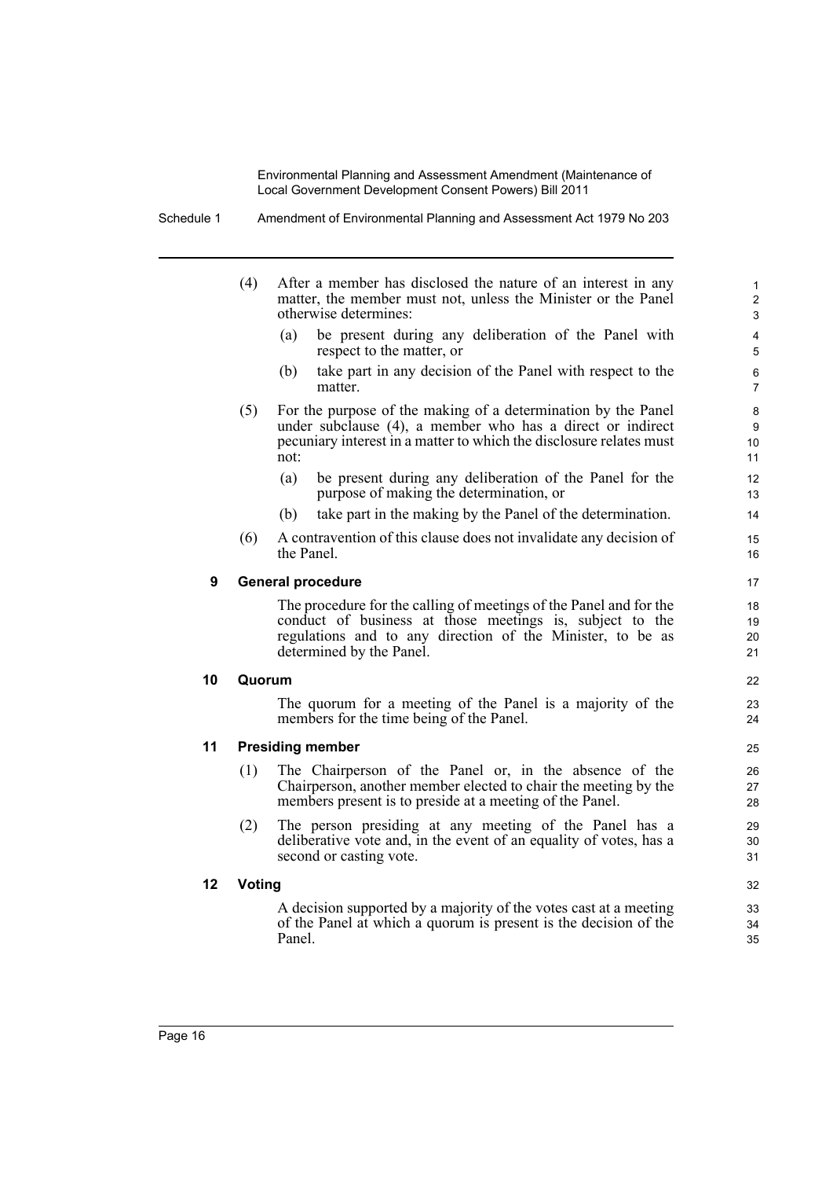(4) After a member has disclosed the nature of an interest in any matter, the member must not, unless the Minister or the Panel otherwise determines:

(a) be present during any deliberation of the Panel with respect to the matter, or

(b) take part in any decision of the Panel with respect to the matter.

(5) For the purpose of the making of a determination by the Panel under subclause (4), a member who has a direct or indirect pecuniary interest in a matter to which the disclosure relates must not:

(a) be present during any deliberation of the Panel for the purpose of making the determination, or

(b) take part in the making by the Panel of the determination.

(6) A contravention of this clause does not invalidate any decision of the Panel.

### 9 General procedure

The procedure for the calling of meetings of the Panel and for the conduct of business at those meetings is, subject to the regulations and to any direction of the Minister, to be as determined by the Panel.

### 10 Quorum

The quorum for a meeting of the Panel is a majority of the members for the time being of the Panel.

### 11 Presiding member

(1) The Chairperson of the Panel or, in the absence of the Chairperson, another member elected to chair the meeting by the members present is to preside at a meeting of the Panel.

(2) The person presiding at any meeting of the Panel has a deliberative vote and, in the event of an equality of votes, has a second or casting vote.

### 12 Voting

A decision supported by a majority of the votes cast at a meeting of the Panel at which a quorum is present is the decision of the Panel.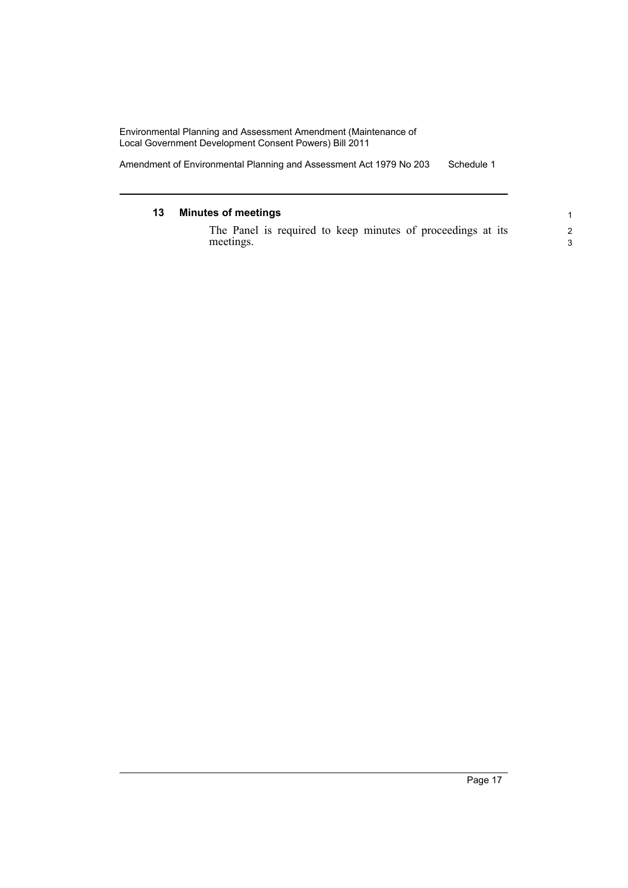### 13 Minutes of meetings

The Panel is required to keep minutes of proceedings at its meetings.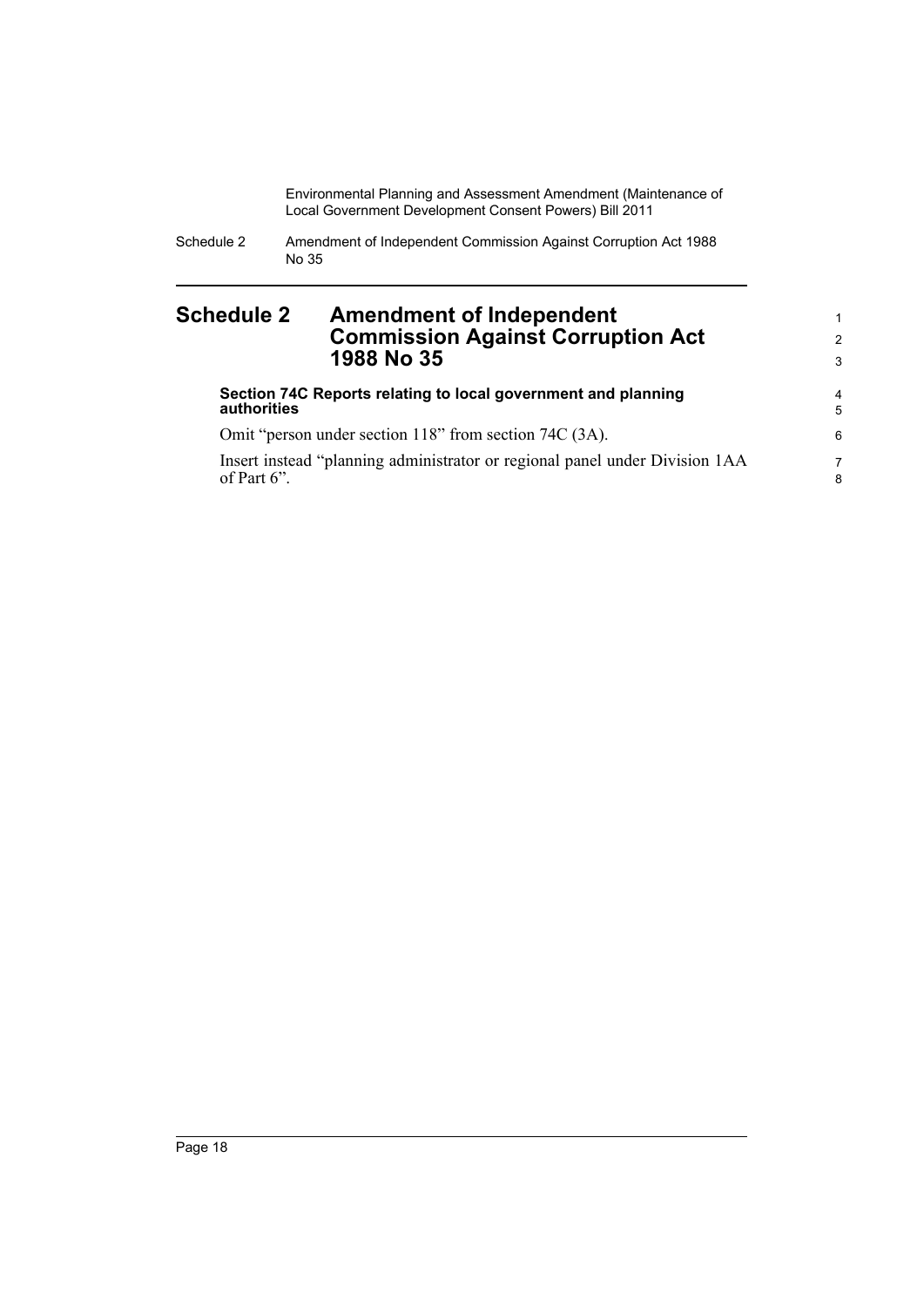# Schedule 2 Amendment of Independent Commission Against Corruption Act 1988 No 35

**Section 74C Reports relating to local government and planning authorities**

Omit "person under section 118" from section 74C (3A).

Insert instead "planning administrator or regional panel under Division 1AA of Part 6".